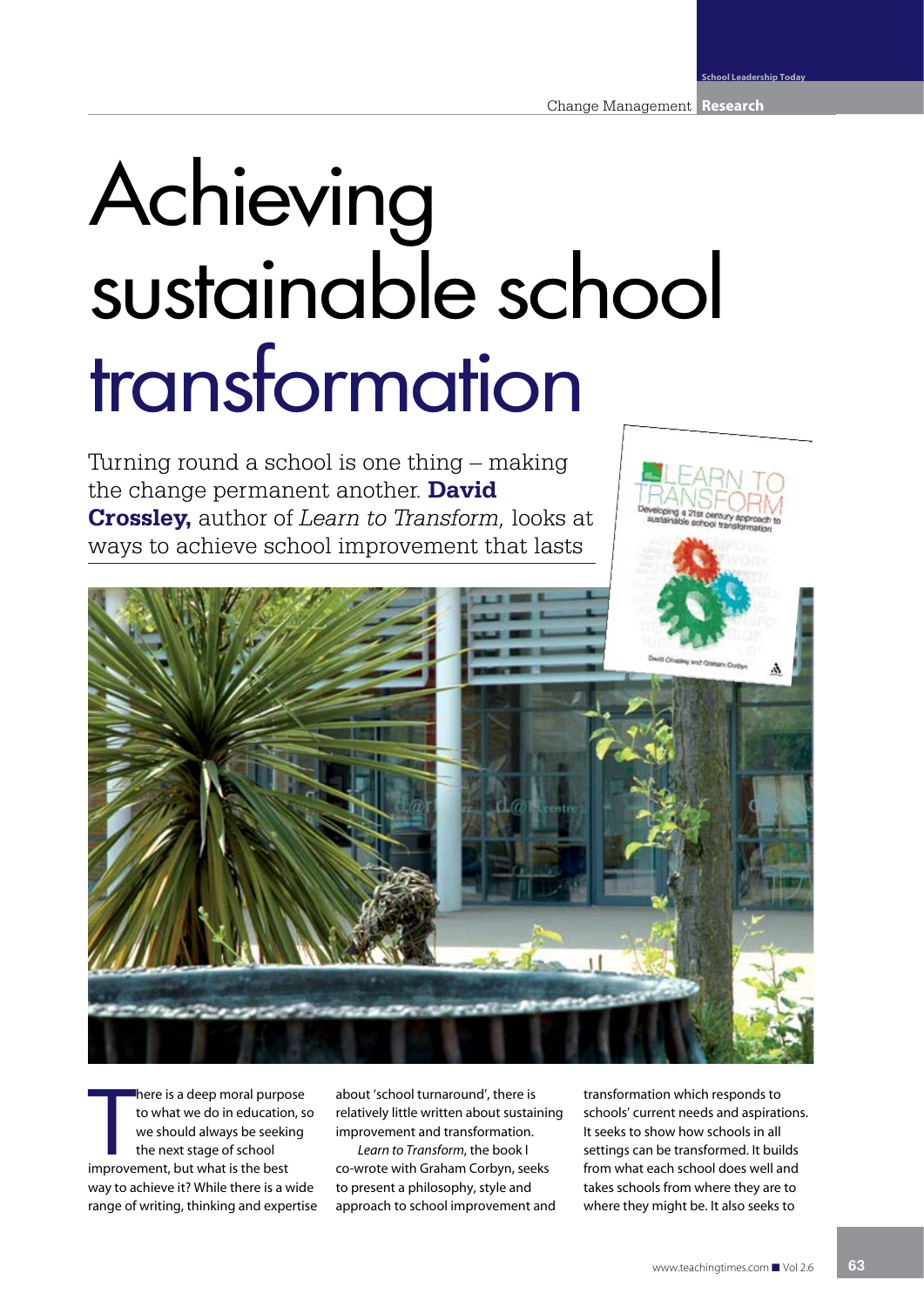# Achieving sustainable school transformation

Turning round a school is one thing – making the change permanent another. **David Crossley,** author of *Learn to Transform,* looks at ways to achieve school improvement that lasts

There is a deep moral purpose to what we do in education, so we should always be seeking the next stage of school improvement, but what is the best way to achieve it? While there is a wide range of writing, thinking and expertise about 'school turnaround', there is relatively little written about sustaining improvement and transformation.

*Learn to Transform*, the book I co-wrote with Graham Corbyn, seeks to present a philosophy, style and approach to school improvement and transformation which responds to schools' current needs and aspirations. It seeks to show how schools in all settings can be transformed. It builds from what each school does well and takes schools from where they are to where they might be. It also seeks to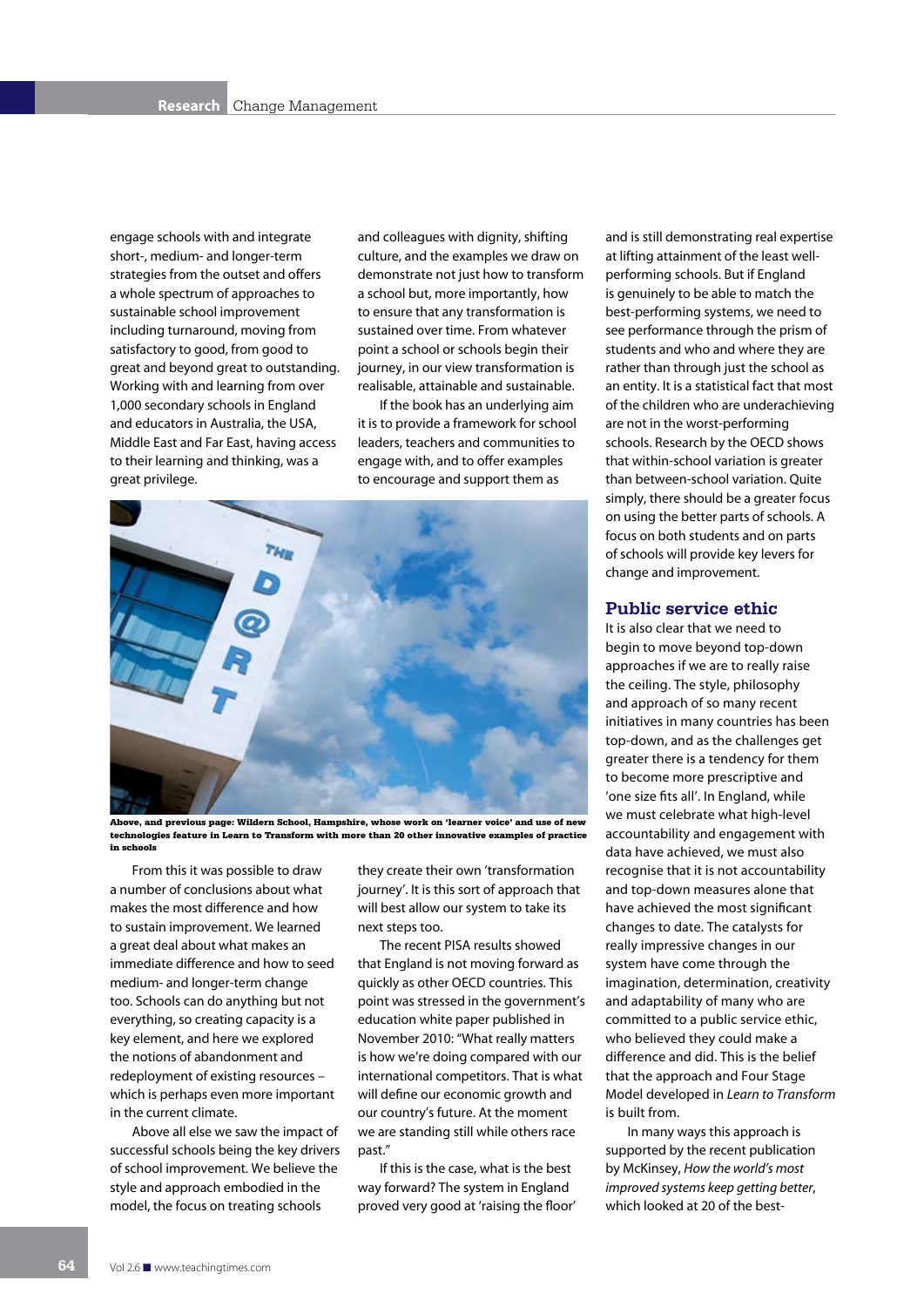engage schools with and integrate short-, medium- and longer-term strategies from the outset and offers a whole spectrum of approaches to sustainable school improvement including turnaround, moving from satisfactory to good, from good to great and beyond great to outstanding. Working with and learning from over 1,000 secondary schools in England and educators in Australia, the USA, Middle East and Far East, having access to their learning and thinking, was a great privilege.

From this it was possible to draw a number of conclusions about what makes the most difference and how to sustain improvement. We learned a great deal about what makes an immediate difference and how to seed medium- and longer-term change too. Schools can do anything but not everything, so creating capacity is a key element, and here we explored the notions of abandonment and redeployment of existing resources – which is perhaps even more important in the current climate.

Above all else we saw the impact of successful schools being the key drivers of school improvement. We believe the style and approach embodied in the model, the focus on treating schools and colleagues with dignity, shifting culture, and the examples we draw on demonstrate not just how to transform a school but, more importantly, how to ensure that any transformation is sustained over time. From whatever point a school or schools begin their journey, in our view transformation is realisable, attainable and sustainable.

If the book has an underlying aim it is to provide a framework for school leaders, teachers and communities to engage with, and to offer examples to encourage and support them as they create their own 'transformation journey'. It is this sort of approach that will best allow our system to take its next steps too.

**Above, and previous page: Wildern School, Hampshire, whose work on 'learner voice' and use of new technologies feature in Learn to Transform with more than 20 other innovative examples of practice in schools**

The recent PISA results showed that England is not moving forward as quickly as other OECD countries. This point was stressed in the government's education white paper published in November 2010: "What really matters is how we're doing compared with our international competitors. That is what will define our economic growth and our country's future. At the moment we are standing still while others race past."

If this is the case, what is the best way forward? The system in England proved very good at 'raising the floor' and is still demonstrating real expertise at lifting attainment of the least well-performing schools. But if England is genuinely to be able to match the best-performing systems, we need to see performance through the prism of students and who and where they are rather than through just the school as an entity. It is a statistical fact that most of the children who are underachieving are not in the worst-performing schools. Research by the OECD shows that within-school variation is greater than between-school variation. Quite simply, there should be a greater focus on using the better parts of schools. A focus on both students and on parts of schools will provide key levers for change and improvement.

## Public service ethic

It is also clear that we need to begin to move beyond top-down approaches if we are to really raise the ceiling. The style, philosophy and approach of so many recent initiatives in many countries has been top-down, and as the challenges get greater there is a tendency for them to become more prescriptive and 'one size fits all'. In England, while we must celebrate what high-level accountability and engagement with data have achieved, we must also recognise that it is not accountability and top-down measures alone that have achieved the most significant changes to date. The catalysts for really impressive changes in our system have come through the imagination, determination, creativity and adaptability of many who are committed to a public service ethic, who believed they could make a difference and did. This is the belief that the approach and Four Stage Model developed in *Learn to Transform* is built from.

In many ways this approach is supported by the recent publication by McKinsey, *How the world's most improved systems keep getting better*, which looked at 20 of the best-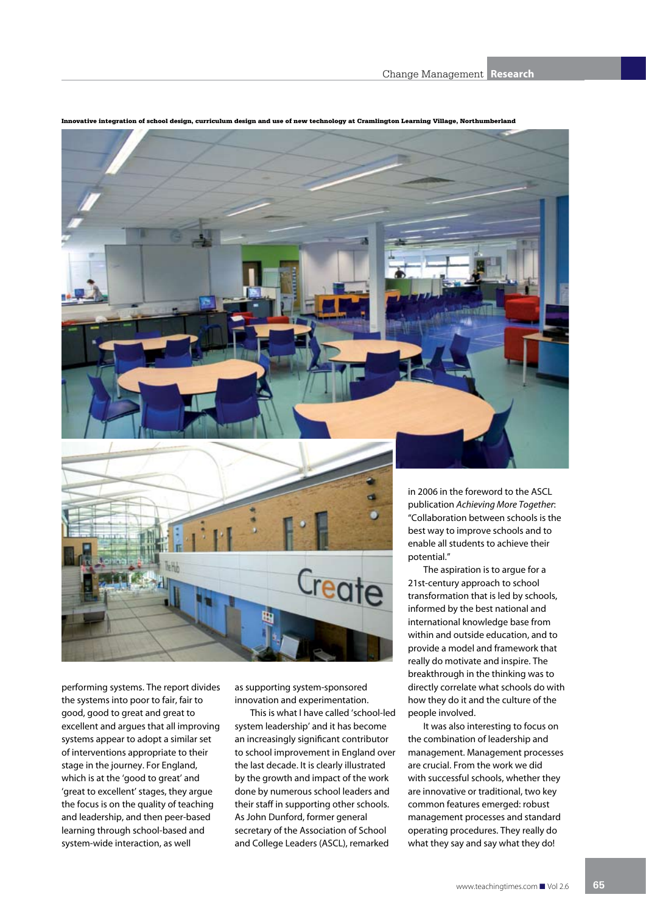**Innovative integration of school design, curriculum design and use of new technology at Cramlington Learning Village, Northumberland**

performing systems. The report divides the systems into poor to fair, fair to good, good to great and great to excellent and argues that all improving systems appear to adopt a similar set of interventions appropriate to their stage in the journey. For England, which is at the 'good to great' and 'great to excellent' stages, they argue the focus is on the quality of teaching and leadership, and then peer-based learning through school-based and system-wide interaction, as well as supporting system-sponsored innovation and experimentation.

This is what I have called 'school-led system leadership' and it has become an increasingly significant contributor to school improvement in England over the last decade. It is clearly illustrated by the growth and impact of the work done by numerous school leaders and their staff in supporting other schools. As John Dunford, former general secretary of the Association of School and College Leaders (ASCL), remarked in 2006 in the foreword to the ASCL publication *Achieving More Together*: "Collaboration between schools is the best way to improve schools and to enable all students to achieve their potential."

The aspiration is to argue for a 21st-century approach to school transformation that is led by schools, informed by the best national and international knowledge base from within and outside education, and to provide a model and framework that really do motivate and inspire. The breakthrough in the thinking was to directly correlate what schools do with how they do it and the culture of the people involved.

It was also interesting to focus on the combination of leadership and management. Management processes are crucial. From the work we did with successful schools, whether they are innovative or traditional, two key common features emerged: robust management processes and standard operating procedures. They really do what they say and say what they do!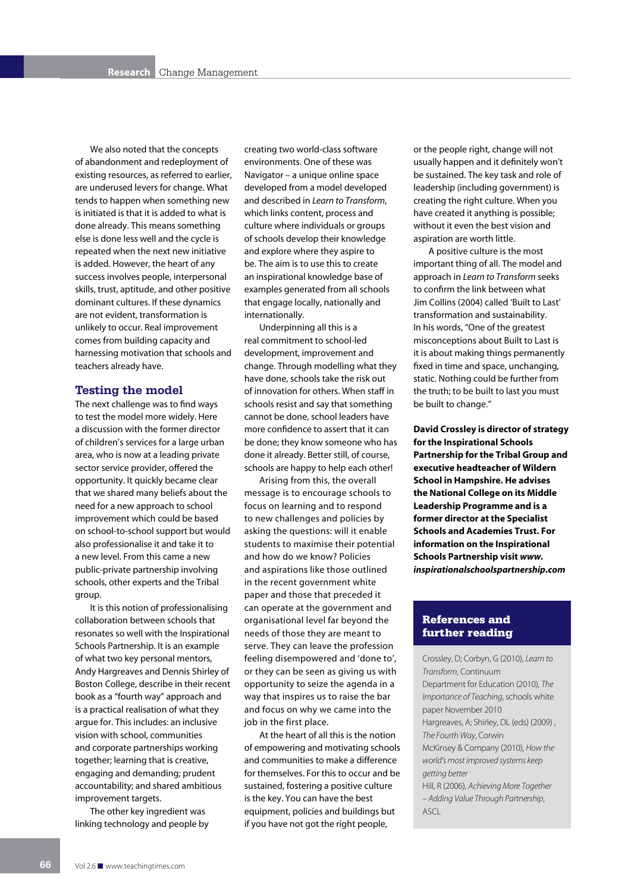We also noted that the concepts of abandonment and redeployment of existing resources, as referred to earlier, are underused levers for change. What tends to happen when something new is initiated is that it is added to what is done already. This means something else is done less well and the cycle is repeated when the next new initiative is added. However, the heart of any success involves people, interpersonal skills, trust, aptitude, and other positive dominant cultures. If these dynamics are not evident, transformation is unlikely to occur. Real improvement comes from building capacity and harnessing motivation that schools and teachers already have.

## Testing the model

The next challenge was to find ways to test the model more widely. Here a discussion with the former director of children's services for a large urban area, who is now at a leading private sector service provider, offered the opportunity. It quickly became clear that we shared many beliefs about the need for a new approach to school improvement which could be based on school-to-school support but would also professionalise it and take it to a new level. From this came a new public-private partnership involving schools, other experts and the Tribal group.

It is this notion of professionalising collaboration between schools that resonates so well with the Inspirational Schools Partnership. It is an example of what two key personal mentors, Andy Hargreaves and Dennis Shirley of Boston College, describe in their recent book as a "fourth way" approach and is a practical realisation of what they argue for. This includes: an inclusive vision with school, communities and corporate partnerships working together; learning that is creative, engaging and demanding; prudent accountability; and shared ambitious improvement targets.

The other key ingredient was linking technology and people by creating two world-class software environments. One of these was Navigator – a unique online space developed from a model developed and described in *Learn to Transform*, which links content, process and culture where individuals or groups of schools develop their knowledge and explore where they aspire to be. The aim is to use this to create an inspirational knowledge base of examples generated from all schools that engage locally, nationally and internationally.

Underpinning all this is a real commitment to school-led development, improvement and change. Through modelling what they have done, schools take the risk out of innovation for others. When staff in schools resist and say that something cannot be done, school leaders have more confidence to assert that it can be done; they know someone who has done it already. Better still, of course, schools are happy to help each other!

Arising from this, the overall message is to encourage schools to focus on learning and to respond to new challenges and policies by asking the questions: will it enable students to maximise their potential and how do we know? Policies and aspirations like those outlined in the recent government white paper and those that preceded it can operate at the government and organisational level far beyond the needs of those they are meant to serve. They can leave the profession feeling disempowered and 'done to', or they can be seen as giving us with opportunity to seize the agenda in a way that inspires us to raise the bar and focus on why we came into the job in the first place.

At the heart of all this is the notion of empowering and motivating schools and communities to make a difference for themselves. For this to occur and be sustained, fostering a positive culture is the key. You can have the best equipment, policies and buildings but if you have not got the right people, or the people right, change will not usually happen and it definitely won't be sustained. The key task and role of leadership (including government) is creating the right culture. When you have created it anything is possible; without it even the best vision and aspiration are worth little.

A positive culture is the most important thing of all. The model and approach in *Learn to Transform* seeks to confirm the link between what Jim Collins (2004) called 'Built to Last' transformation and sustainability. In his words, "One of the greatest misconceptions about Built to Last is it is about making things permanently fixed in time and space, unchanging, static. Nothing could be further from the truth; to be built to last you must be built to change."

**David Crossley is director of strategy for the Inspirational Schools Partnership for the Tribal Group and executive headteacher of Wildern School in Hampshire. He advises the National College on its Middle Leadership Programme and is a former director at the Specialist Schools and Academies Trust. For information on the Inspirational Schools Partnership visit *www.inspirationalschoolspartnership.com***

## References and further reading

Crossley, D; Corbyn, G (2010), *Learn to Transform*, Continuum

Department for Education (2010), *The Importance of Teaching*, schools white paper November 2010

Hargreaves, A; Shirley, DL (eds) (2009) , *The Fourth Way*, Corwin

McKinsey & Company (2010), *How the world's most improved systems keep getting better*

Hill, R (2006), *Achieving More Together – Adding Value Through Partnership*, ASCL